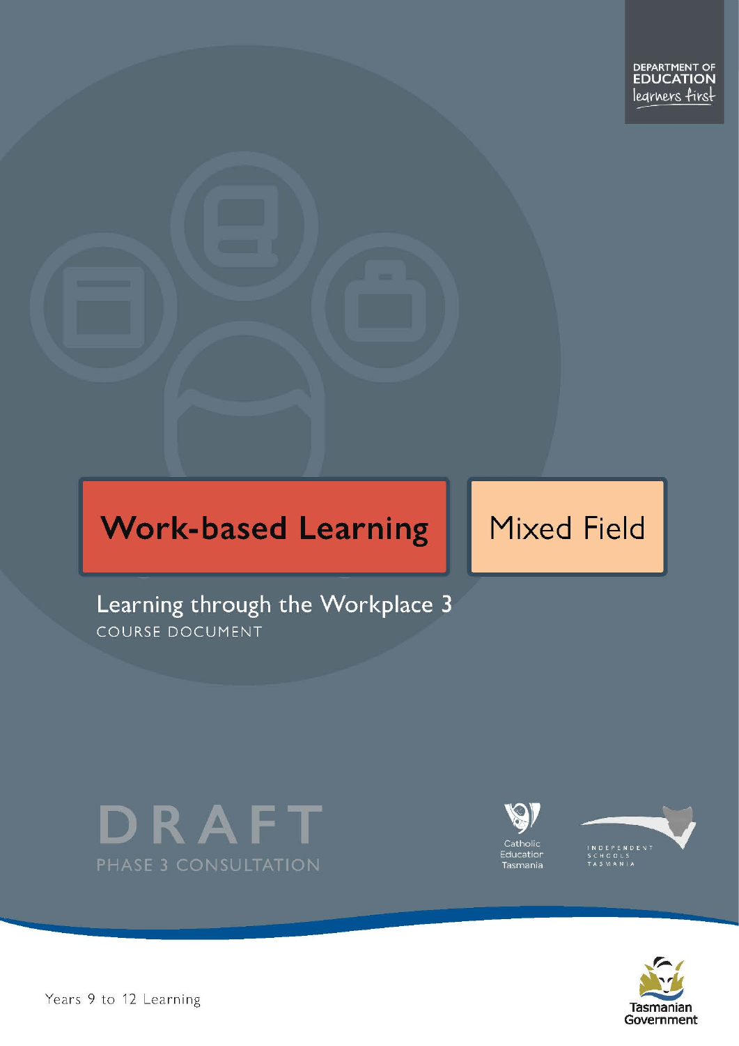DEPARTMENT OF EDUCATION
learners first

# Work-based Learning

Mixed Field

## Learning through the Workplace 3

COURSE DOCUMENT

DRAFT

PHASE 3 CONSULTATION

Catholic Education Tasmania

INDEPENDENT SCHOOLS TASMANIA

Tasmanian Government

Years 9 to 12 Learning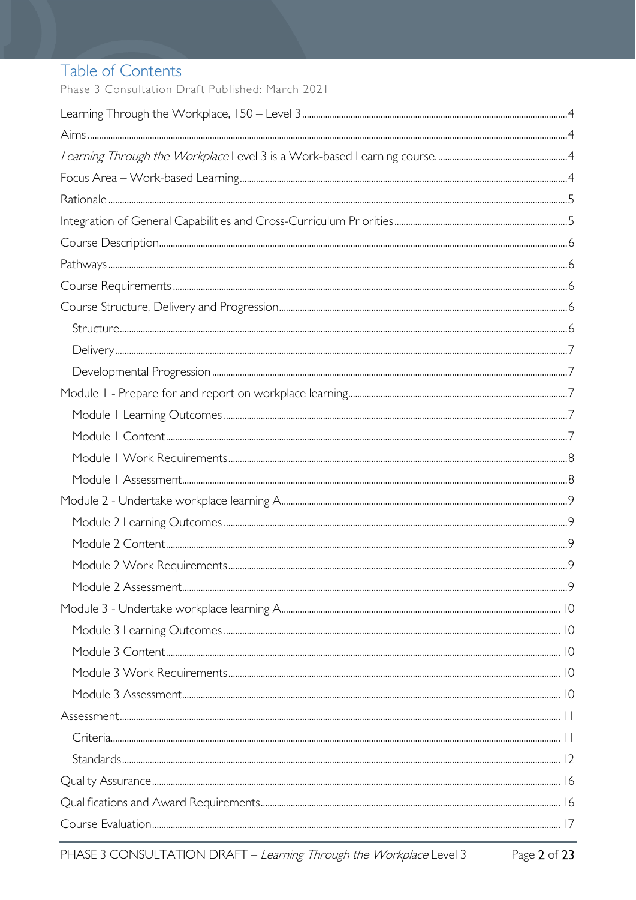# Table of Contents

Phase 3 Consultation Draft Published: March 2021

Learning Through the Workplace, 150 – Level 3 ........ 4

Aims ........ 4

*Learning Through the Workplace* Level 3 is a Work-based Learning course. ........ 4

Focus Area – Work-based Learning ........ 4

Rationale ........ 5

Integration of General Capabilities and Cross-Curriculum Priorities ........ 5

Course Description ........ 6

Pathways ........ 6

Course Requirements ........ 6

Course Structure, Delivery and Progression ........ 6

- Structure ........ 6
- Delivery ........ 7
- Developmental Progression ........ 7

Module 1 - Prepare for and report on workplace learning ........ 7

- Module 1 Learning Outcomes ........ 7
- Module 1 Content ........ 7
- Module 1 Work Requirements ........ 8
- Module 1 Assessment ........ 8

Module 2 - Undertake workplace learning A ........ 9

- Module 2 Learning Outcomes ........ 9
- Module 2 Content ........ 9
- Module 2 Work Requirements ........ 9
- Module 2 Assessment ........ 9

Module 3 - Undertake workplace learning A ........ 10

- Module 3 Learning Outcomes ........ 10
- Module 3 Content ........ 10
- Module 3 Work Requirements ........ 10
- Module 3 Assessment ........ 10

Assessment ........ 11

- Criteria ........ 11
- Standards ........ 12

Quality Assurance ........ 16

Qualifications and Award Requirements ........ 16

Course Evaluation ........ 17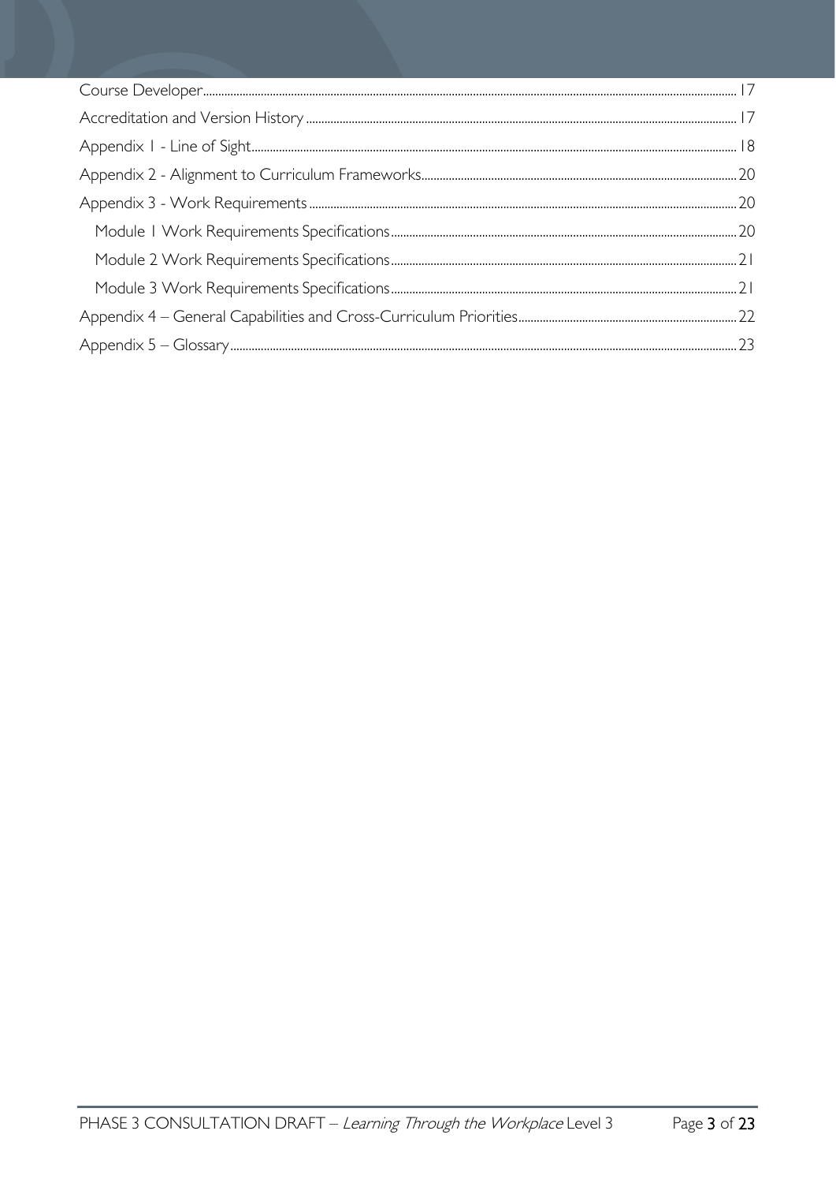- Course Developer ........ 17
- Accreditation and Version History ........ 17
- Appendix 1 - Line of Sight ........ 18
- Appendix 2 - Alignment to Curriculum Frameworks ........ 20
- Appendix 3 - Work Requirements ........ 20
  - Module 1 Work Requirements Specifications ........ 20
  - Module 2 Work Requirements Specifications ........ 21
  - Module 3 Work Requirements Specifications ........ 21
- Appendix 4 – General Capabilities and Cross-Curriculum Priorities ........ 22
- Appendix 5 – Glossary ........ 23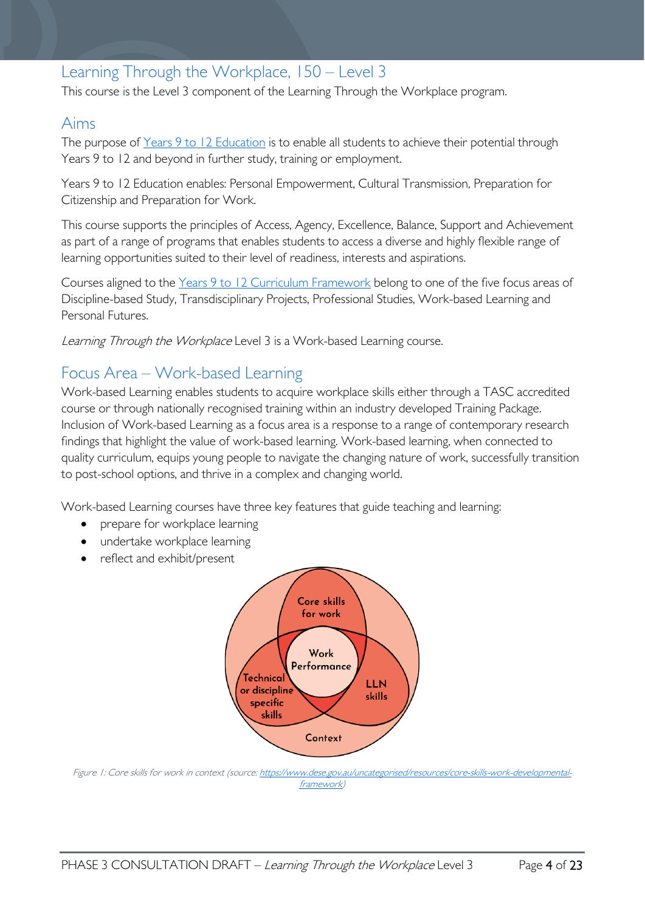## Learning Through the Workplace, 150 – Level 3

This course is the Level 3 component of the Learning Through the Workplace program.

## Aims

The purpose of Years 9 to 12 Education is to enable all students to achieve their potential through Years 9 to 12 and beyond in further study, training or employment.

Years 9 to 12 Education enables: Personal Empowerment, Cultural Transmission, Preparation for Citizenship and Preparation for Work.

This course supports the principles of Access, Agency, Excellence, Balance, Support and Achievement as part of a range of programs that enables students to access a diverse and highly flexible range of learning opportunities suited to their level of readiness, interests and aspirations.

Courses aligned to the Years 9 to 12 Curriculum Framework belong to one of the five focus areas of Discipline-based Study, Transdisciplinary Projects, Professional Studies, Work-based Learning and Personal Futures.

*Learning Through the Workplace* Level 3 is a Work-based Learning course.

## Focus Area – Work-based Learning

Work-based Learning enables students to acquire workplace skills either through a TASC accredited course or through nationally recognised training within an industry developed Training Package. Inclusion of Work-based Learning as a focus area is a response to a range of contemporary research findings that highlight the value of work-based learning. Work-based learning, when connected to quality curriculum, equips young people to navigate the changing nature of work, successfully transition to post-school options, and thrive in a complex and changing world.

Work-based Learning courses have three key features that guide teaching and learning:

- prepare for workplace learning
- undertake workplace learning
- reflect and exhibit/present

Core skills for work

Work Performance

Technical or discipline specific skills

LLN skills

Context

*Figure 1: Core skills for work in context (source: https://www.dese.gov.au/uncategorised/resources/core-skills-work-developmental-framework)*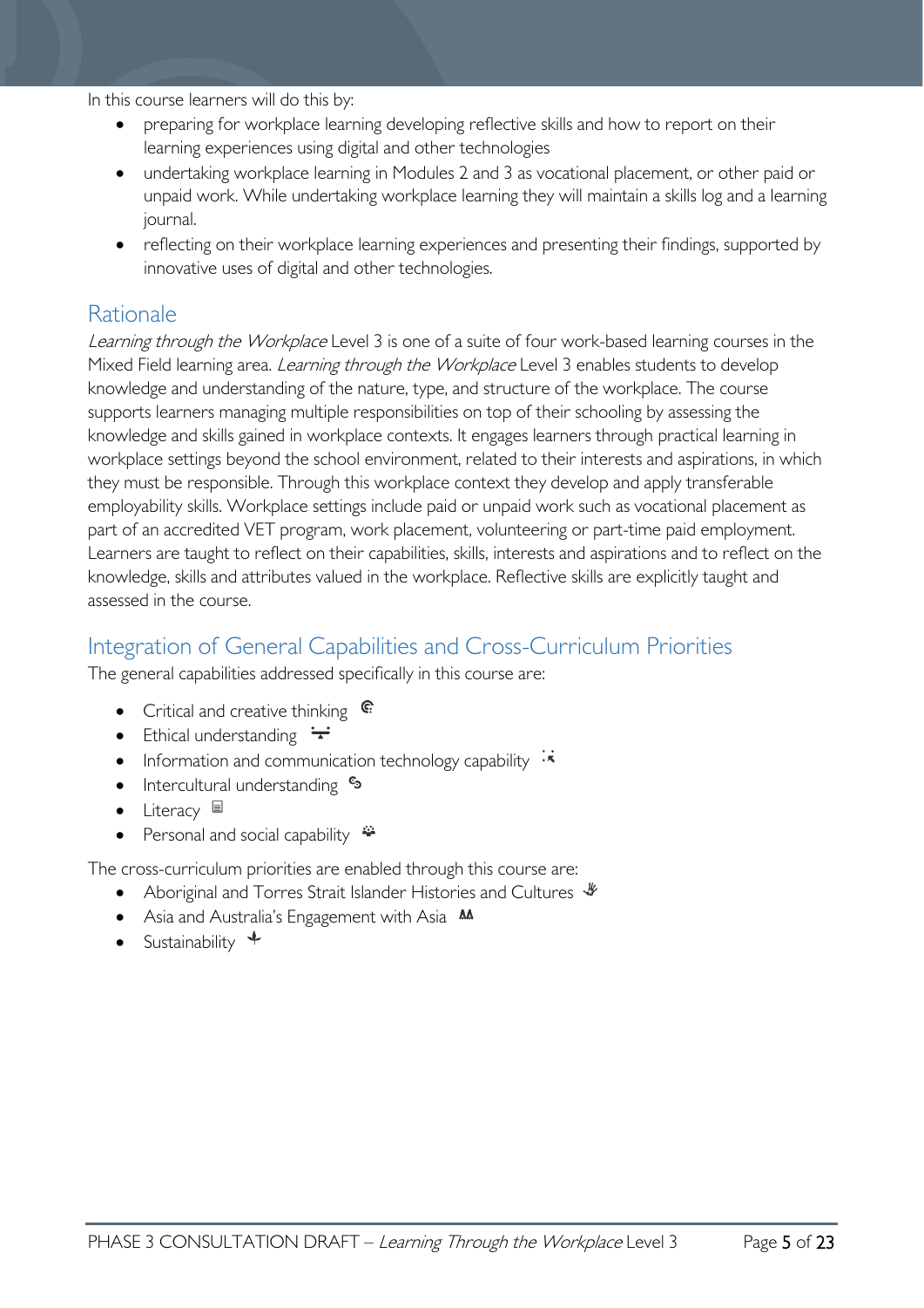In this course learners will do this by:

- preparing for workplace learning developing reflective skills and how to report on their learning experiences using digital and other technologies
- undertaking workplace learning in Modules 2 and 3 as vocational placement, or other paid or unpaid work. While undertaking workplace learning they will maintain a skills log and a learning journal.
- reflecting on their workplace learning experiences and presenting their findings, supported by innovative uses of digital and other technologies.

## Rationale

*Learning through the Workplace* Level 3 is one of a suite of four work-based learning courses in the Mixed Field learning area. *Learning through the Workplace* Level 3 enables students to develop knowledge and understanding of the nature, type, and structure of the workplace. The course supports learners managing multiple responsibilities on top of their schooling by assessing the knowledge and skills gained in workplace contexts. It engages learners through practical learning in workplace settings beyond the school environment, related to their interests and aspirations, in which they must be responsible. Through this workplace context they develop and apply transferable employability skills. Workplace settings include paid or unpaid work such as vocational placement as part of an accredited VET program, work placement, volunteering or part-time paid employment. Learners are taught to reflect on their capabilities, skills, interests and aspirations and to reflect on the knowledge, skills and attributes valued in the workplace. Reflective skills are explicitly taught and assessed in the course.

## Integration of General Capabilities and Cross-Curriculum Priorities

The general capabilities addressed specifically in this course are:

- Critical and creative thinking
- Ethical understanding
- Information and communication technology capability
- Intercultural understanding
- Literacy
- Personal and social capability

The cross-curriculum priorities are enabled through this course are:

- Aboriginal and Torres Strait Islander Histories and Cultures
- Asia and Australia's Engagement with Asia
- Sustainability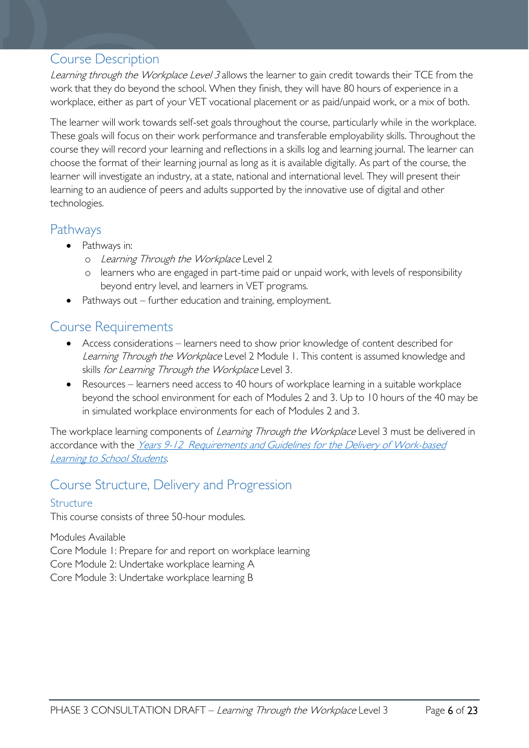## Course Description

*Learning through the Workplace Level 3* allows the learner to gain credit towards their TCE from the work that they do beyond the school. When they finish, they will have 80 hours of experience in a workplace, either as part of your VET vocational placement or as paid/unpaid work, or a mix of both.

The learner will work towards self-set goals throughout the course, particularly while in the workplace. These goals will focus on their work performance and transferable employability skills. Throughout the course they will record your learning and reflections in a skills log and learning journal. The learner can choose the format of their learning journal as long as it is available digitally. As part of the course, the learner will investigate an industry, at a state, national and international level. They will present their learning to an audience of peers and adults supported by the innovative use of digital and other technologies.

## Pathways

- Pathways in:
  - *Learning Through the Workplace* Level 2
  - learners who are engaged in part-time paid or unpaid work, with levels of responsibility beyond entry level, and learners in VET programs.
- Pathways out – further education and training, employment.

## Course Requirements

- Access considerations – learners need to show prior knowledge of content described for *Learning Through the Workplace* Level 2 Module 1. This content is assumed knowledge and skills *for Learning Through the Workplace* Level 3.
- Resources – learners need access to 40 hours of workplace learning in a suitable workplace beyond the school environment for each of Modules 2 and 3. Up to 10 hours of the 40 may be in simulated workplace environments for each of Modules 2 and 3.

The workplace learning components of *Learning Through the Workplace* Level 3 must be delivered in accordance with the *Years 9-12 Requirements and Guidelines for the Delivery of Work-based Learning to School Students*.

## Course Structure, Delivery and Progression

### Structure

This course consists of three 50-hour modules.

Modules Available
Core Module 1: Prepare for and report on workplace learning
Core Module 2: Undertake workplace learning A
Core Module 3: Undertake workplace learning B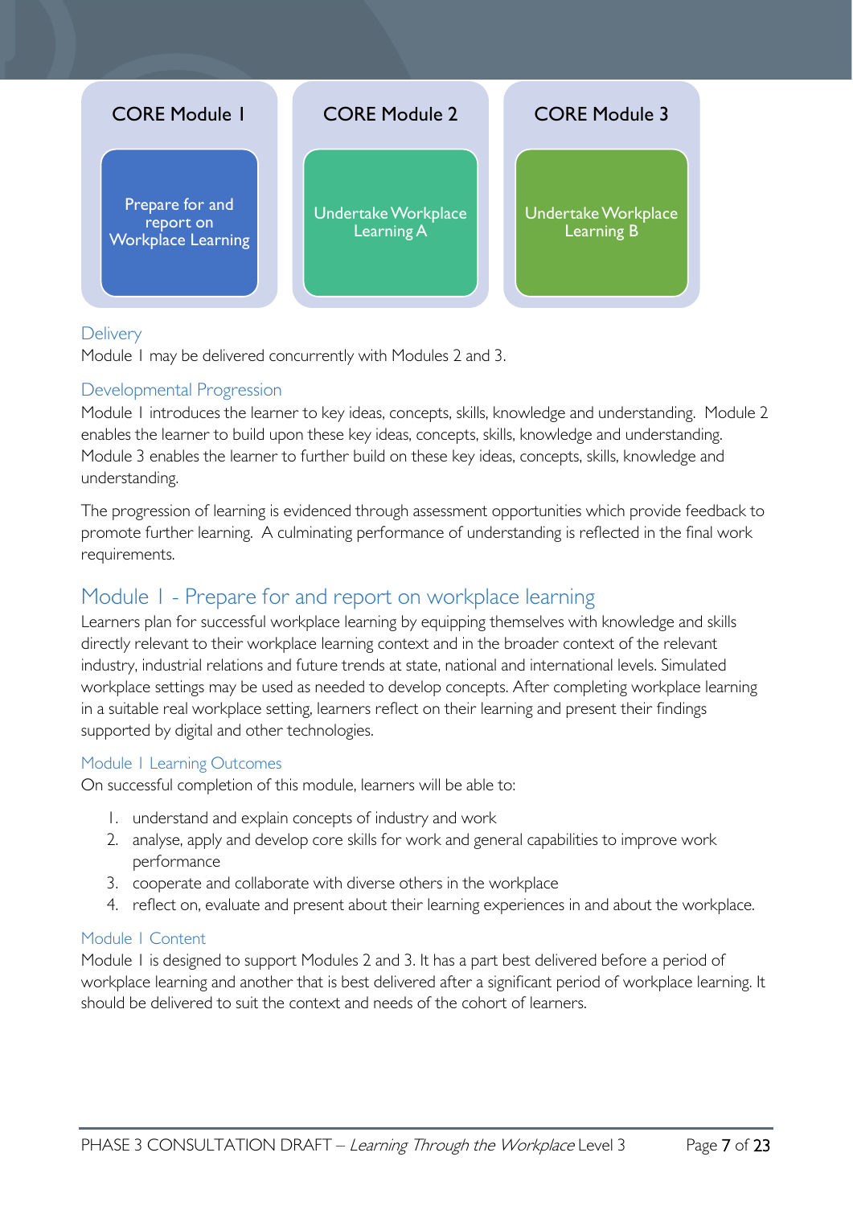| CORE Module 1 | CORE Module 2 | CORE Module 3 |
| --- | --- | --- |
| Prepare for and report on Workplace Learning | Undertake Workplace Learning A | Undertake Workplace Learning B |

### Delivery

Module 1 may be delivered concurrently with Modules 2 and 3.

### Developmental Progression

Module 1 introduces the learner to key ideas, concepts, skills, knowledge and understanding. Module 2 enables the learner to build upon these key ideas, concepts, skills, knowledge and understanding. Module 3 enables the learner to further build on these key ideas, concepts, skills, knowledge and understanding.

The progression of learning is evidenced through assessment opportunities which provide feedback to promote further learning. A culminating performance of understanding is reflected in the final work requirements.

## Module 1 - Prepare for and report on workplace learning

Learners plan for successful workplace learning by equipping themselves with knowledge and skills directly relevant to their workplace learning context and in the broader context of the relevant industry, industrial relations and future trends at state, national and international levels. Simulated workplace settings may be used as needed to develop concepts. After completing workplace learning in a suitable real workplace setting, learners reflect on their learning and present their findings supported by digital and other technologies.

### Module 1 Learning Outcomes

On successful completion of this module, learners will be able to:

1. understand and explain concepts of industry and work
2. analyse, apply and develop core skills for work and general capabilities to improve work performance
3. cooperate and collaborate with diverse others in the workplace
4. reflect on, evaluate and present about their learning experiences in and about the workplace.

### Module 1 Content

Module 1 is designed to support Modules 2 and 3. It has a part best delivered before a period of workplace learning and another that is best delivered after a significant period of workplace learning. It should be delivered to suit the context and needs of the cohort of learners.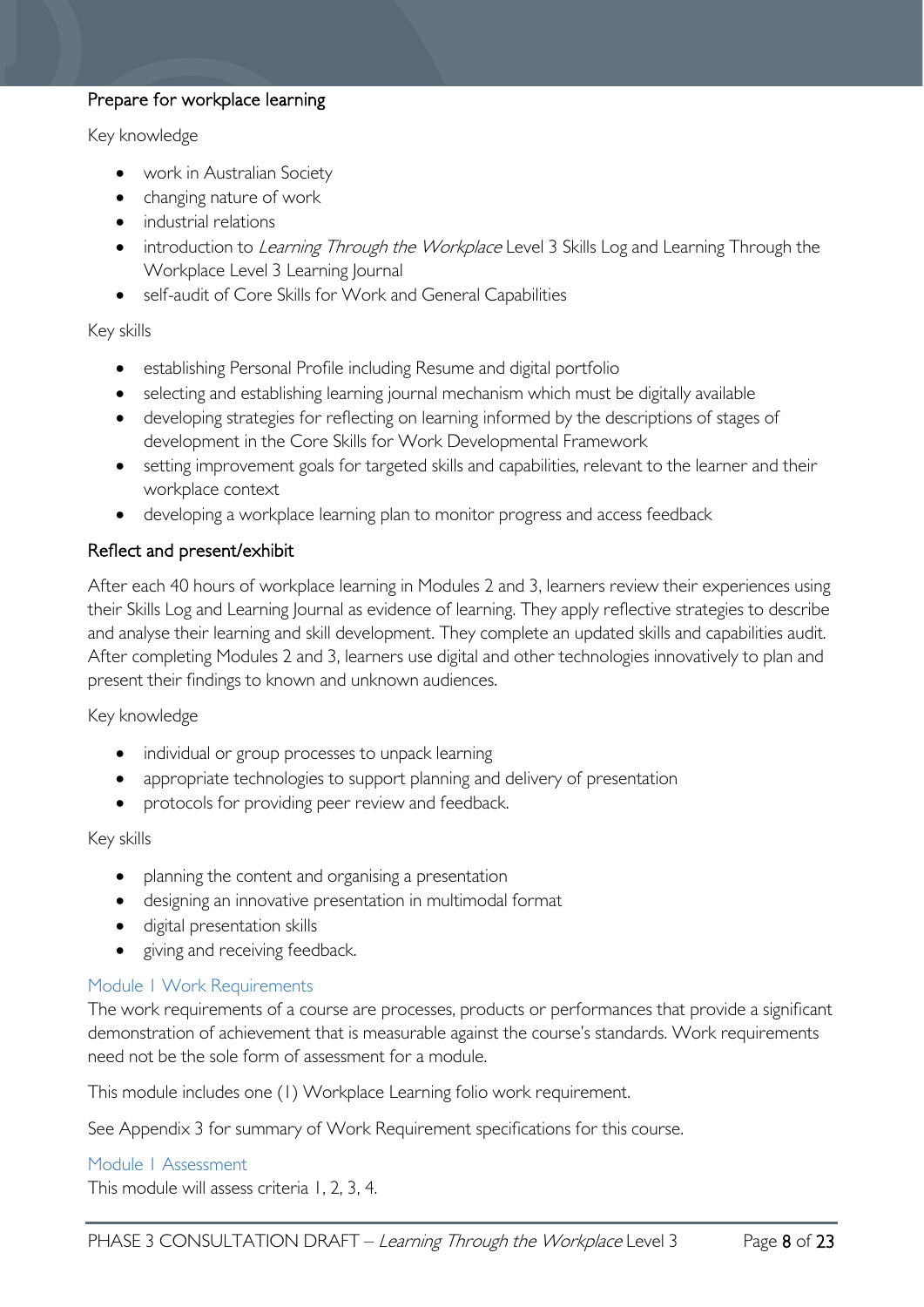### Prepare for workplace learning

Key knowledge

- work in Australian Society
- changing nature of work
- industrial relations
- introduction to *Learning Through the Workplace* Level 3 Skills Log and Learning Through the Workplace Level 3 Learning Journal
- self-audit of Core Skills for Work and General Capabilities

Key skills

- establishing Personal Profile including Resume and digital portfolio
- selecting and establishing learning journal mechanism which must be digitally available
- developing strategies for reflecting on learning informed by the descriptions of stages of development in the Core Skills for Work Developmental Framework
- setting improvement goals for targeted skills and capabilities, relevant to the learner and their workplace context
- developing a workplace learning plan to monitor progress and access feedback

### Reflect and present/exhibit

After each 40 hours of workplace learning in Modules 2 and 3, learners review their experiences using their Skills Log and Learning Journal as evidence of learning. They apply reflective strategies to describe and analyse their learning and skill development. They complete an updated skills and capabilities audit. After completing Modules 2 and 3, learners use digital and other technologies innovatively to plan and present their findings to known and unknown audiences.

Key knowledge

- individual or group processes to unpack learning
- appropriate technologies to support planning and delivery of presentation
- protocols for providing peer review and feedback.

Key skills

- planning the content and organising a presentation
- designing an innovative presentation in multimodal format
- digital presentation skills
- giving and receiving feedback.

### Module 1 Work Requirements

The work requirements of a course are processes, products or performances that provide a significant demonstration of achievement that is measurable against the course's standards. Work requirements need not be the sole form of assessment for a module.

This module includes one (1) Workplace Learning folio work requirement.

See Appendix 3 for summary of Work Requirement specifications for this course.

### Module 1 Assessment

This module will assess criteria 1, 2, 3, 4.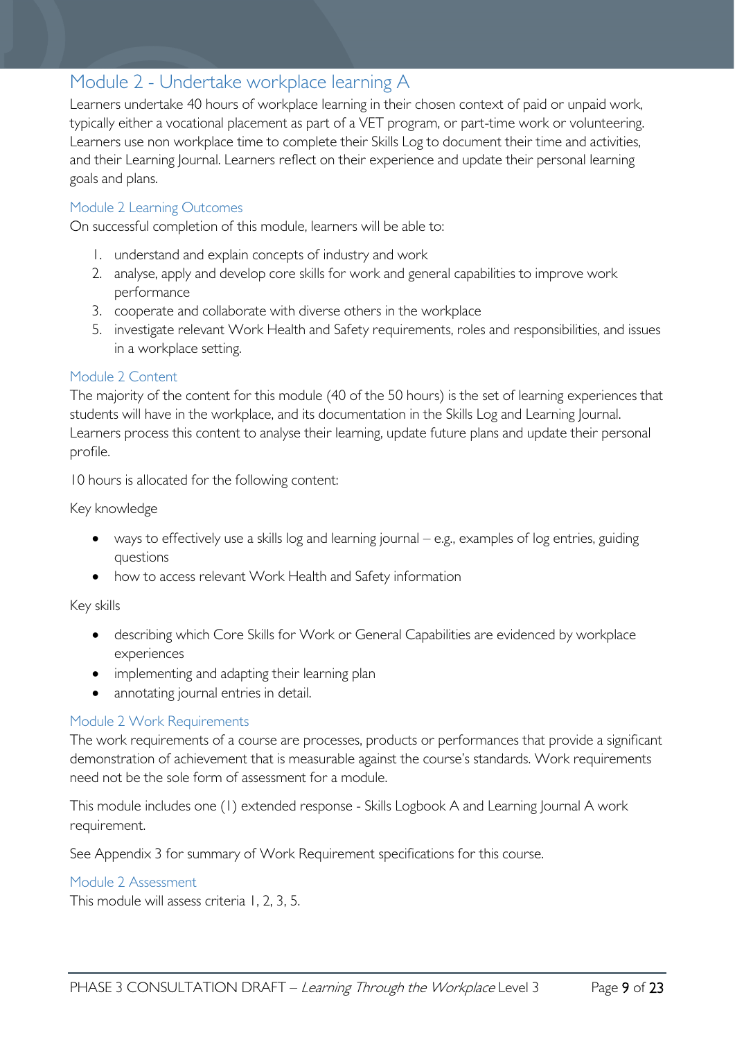## Module 2 - Undertake workplace learning A

Learners undertake 40 hours of workplace learning in their chosen context of paid or unpaid work, typically either a vocational placement as part of a VET program, or part-time work or volunteering. Learners use non workplace time to complete their Skills Log to document their time and activities, and their Learning Journal. Learners reflect on their experience and update their personal learning goals and plans.

### Module 2 Learning Outcomes

On successful completion of this module, learners will be able to:

1. understand and explain concepts of industry and work
2. analyse, apply and develop core skills for work and general capabilities to improve work performance
3. cooperate and collaborate with diverse others in the workplace
5. investigate relevant Work Health and Safety requirements, roles and responsibilities, and issues in a workplace setting.

### Module 2 Content

The majority of the content for this module (40 of the 50 hours) is the set of learning experiences that students will have in the workplace, and its documentation in the Skills Log and Learning Journal. Learners process this content to analyse their learning, update future plans and update their personal profile.

10 hours is allocated for the following content:

Key knowledge

- ways to effectively use a skills log and learning journal – e.g., examples of log entries, guiding questions
- how to access relevant Work Health and Safety information

Key skills

- describing which Core Skills for Work or General Capabilities are evidenced by workplace experiences
- implementing and adapting their learning plan
- annotating journal entries in detail.

### Module 2 Work Requirements

The work requirements of a course are processes, products or performances that provide a significant demonstration of achievement that is measurable against the course's standards. Work requirements need not be the sole form of assessment for a module.

This module includes one (1) extended response - Skills Logbook A and Learning Journal A work requirement.

See Appendix 3 for summary of Work Requirement specifications for this course.

### Module 2 Assessment

This module will assess criteria 1, 2, 3, 5.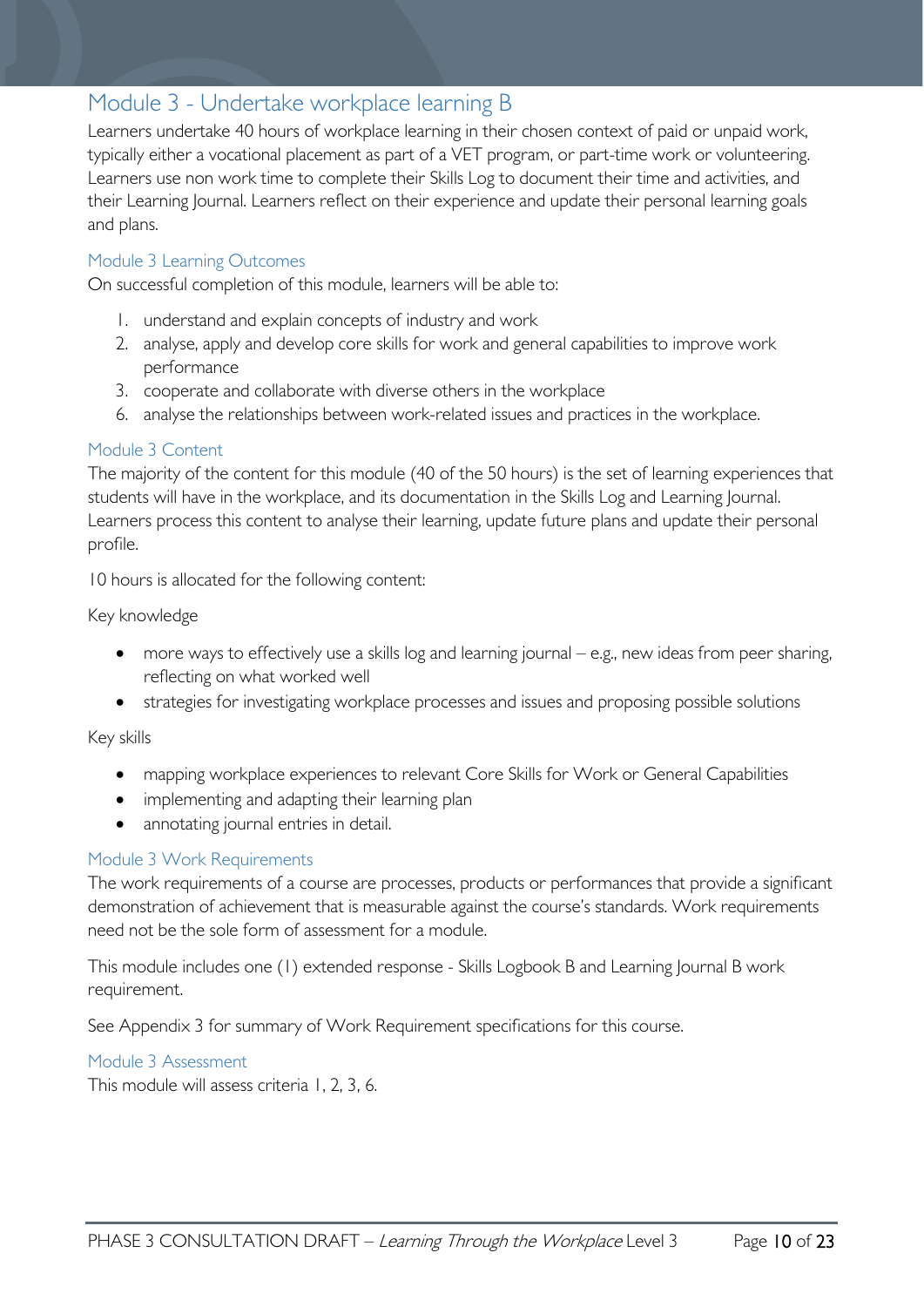## Module 3 - Undertake workplace learning B

Learners undertake 40 hours of workplace learning in their chosen context of paid or unpaid work, typically either a vocational placement as part of a VET program, or part-time work or volunteering. Learners use non work time to complete their Skills Log to document their time and activities, and their Learning Journal. Learners reflect on their experience and update their personal learning goals and plans.

### Module 3 Learning Outcomes

On successful completion of this module, learners will be able to:

1. understand and explain concepts of industry and work
2. analyse, apply and develop core skills for work and general capabilities to improve work performance
3. cooperate and collaborate with diverse others in the workplace
6. analyse the relationships between work-related issues and practices in the workplace.

### Module 3 Content

The majority of the content for this module (40 of the 50 hours) is the set of learning experiences that students will have in the workplace, and its documentation in the Skills Log and Learning Journal. Learners process this content to analyse their learning, update future plans and update their personal profile.

10 hours is allocated for the following content:

Key knowledge

- more ways to effectively use a skills log and learning journal – e.g., new ideas from peer sharing, reflecting on what worked well
- strategies for investigating workplace processes and issues and proposing possible solutions

Key skills

- mapping workplace experiences to relevant Core Skills for Work or General Capabilities
- implementing and adapting their learning plan
- annotating journal entries in detail.

### Module 3 Work Requirements

The work requirements of a course are processes, products or performances that provide a significant demonstration of achievement that is measurable against the course's standards. Work requirements need not be the sole form of assessment for a module.

This module includes one (1) extended response - Skills Logbook B and Learning Journal B work requirement.

See Appendix 3 for summary of Work Requirement specifications for this course.

### Module 3 Assessment

This module will assess criteria 1, 2, 3, 6.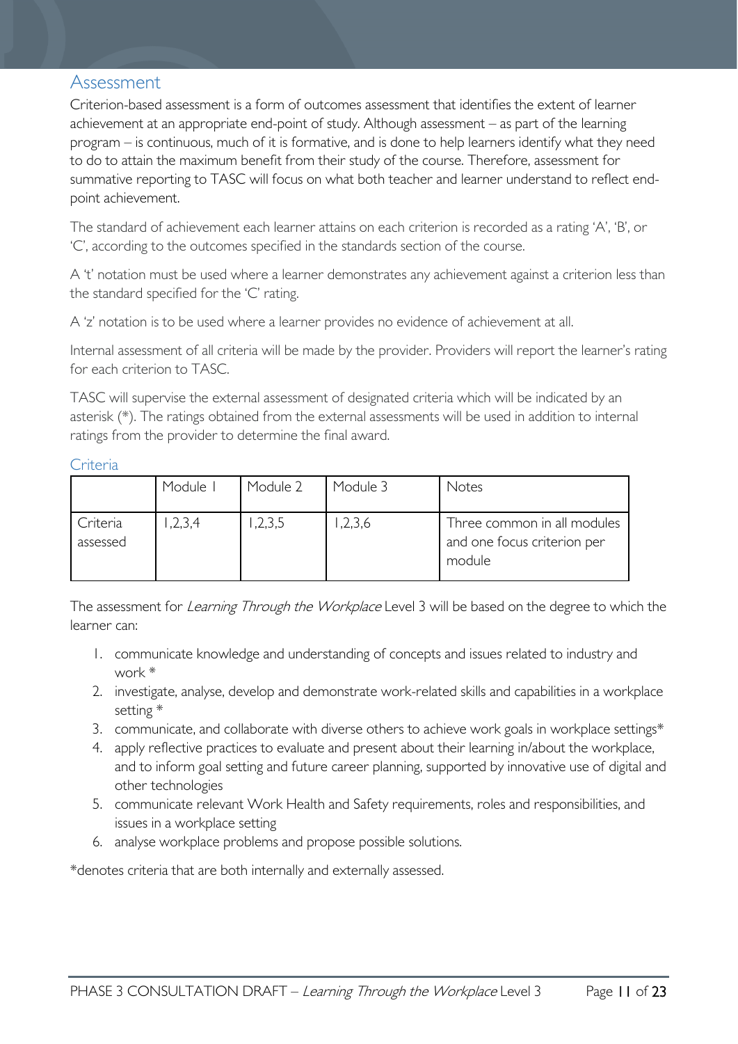## Assessment

Criterion-based assessment is a form of outcomes assessment that identifies the extent of learner achievement at an appropriate end-point of study. Although assessment – as part of the learning program – is continuous, much of it is formative, and is done to help learners identify what they need to do to attain the maximum benefit from their study of the course. Therefore, assessment for summative reporting to TASC will focus on what both teacher and learner understand to reflect end-point achievement.

The standard of achievement each learner attains on each criterion is recorded as a rating 'A', 'B', or 'C', according to the outcomes specified in the standards section of the course.

A 't' notation must be used where a learner demonstrates any achievement against a criterion less than the standard specified for the 'C' rating.

A 'z' notation is to be used where a learner provides no evidence of achievement at all.

Internal assessment of all criteria will be made by the provider. Providers will report the learner's rating for each criterion to TASC.

TASC will supervise the external assessment of designated criteria which will be indicated by an asterisk (*). The ratings obtained from the external assessments will be used in addition to internal ratings from the provider to determine the final award.

### Criteria

| | Module 1 | Module 2 | Module 3 | Notes |
|---|---|---|---|---|
| Criteria assessed | 1,2,3,4 | 1,2,3,5 | 1,2,3,6 | Three common in all modules and one focus criterion per module |

The assessment for *Learning Through the Workplace* Level 3 will be based on the degree to which the learner can:

1. communicate knowledge and understanding of concepts and issues related to industry and work *
2. investigate, analyse, develop and demonstrate work-related skills and capabilities in a workplace setting *
3. communicate, and collaborate with diverse others to achieve work goals in workplace settings*
4. apply reflective practices to evaluate and present about their learning in/about the workplace, and to inform goal setting and future career planning, supported by innovative use of digital and other technologies
5. communicate relevant Work Health and Safety requirements, roles and responsibilities, and issues in a workplace setting
6. analyse workplace problems and propose possible solutions.

*denotes criteria that are both internally and externally assessed.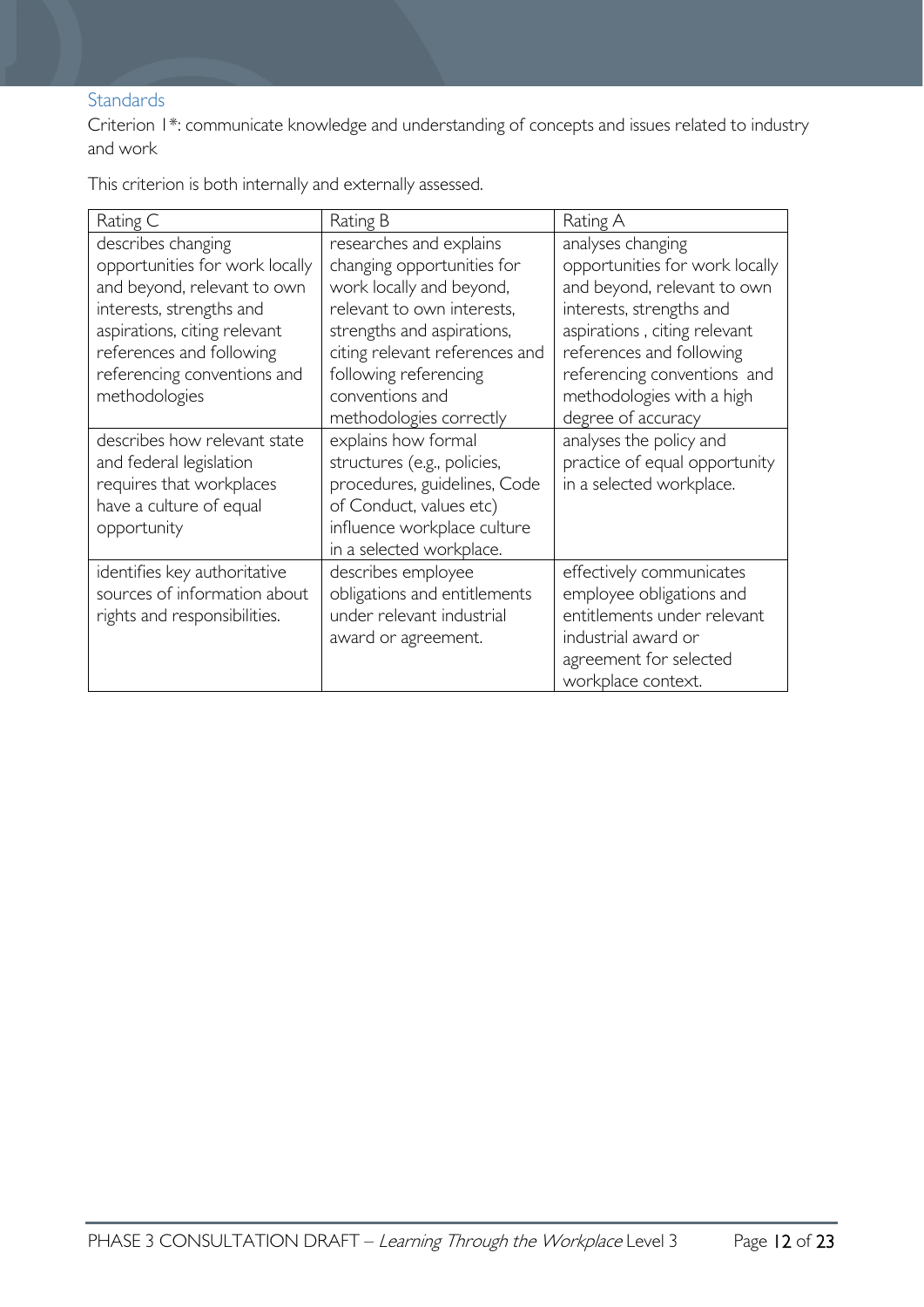### Standards

Criterion 1*: communicate knowledge and understanding of concepts and issues related to industry and work

This criterion is both internally and externally assessed.

| Rating C | Rating B | Rating A |
| --- | --- | --- |
| describes changing opportunities for work locally and beyond, relevant to own interests, strengths and aspirations, citing relevant references and following referencing conventions and methodologies | researches and explains changing opportunities for work locally and beyond, relevant to own interests, strengths and aspirations, citing relevant references and following referencing conventions and methodologies correctly | analyses changing opportunities for work locally and beyond, relevant to own interests, strengths and aspirations , citing relevant references and following referencing conventions and methodologies with a high degree of accuracy |
| describes how relevant state and federal legislation requires that workplaces have a culture of equal opportunity | explains how formal structures (e.g., policies, procedures, guidelines, Code of Conduct, values etc) influence workplace culture in a selected workplace. | analyses the policy and practice of equal opportunity in a selected workplace. |
| identifies key authoritative sources of information about rights and responsibilities. | describes employee obligations and entitlements under relevant industrial award or agreement. | effectively communicates employee obligations and entitlements under relevant industrial award or agreement for selected workplace context. |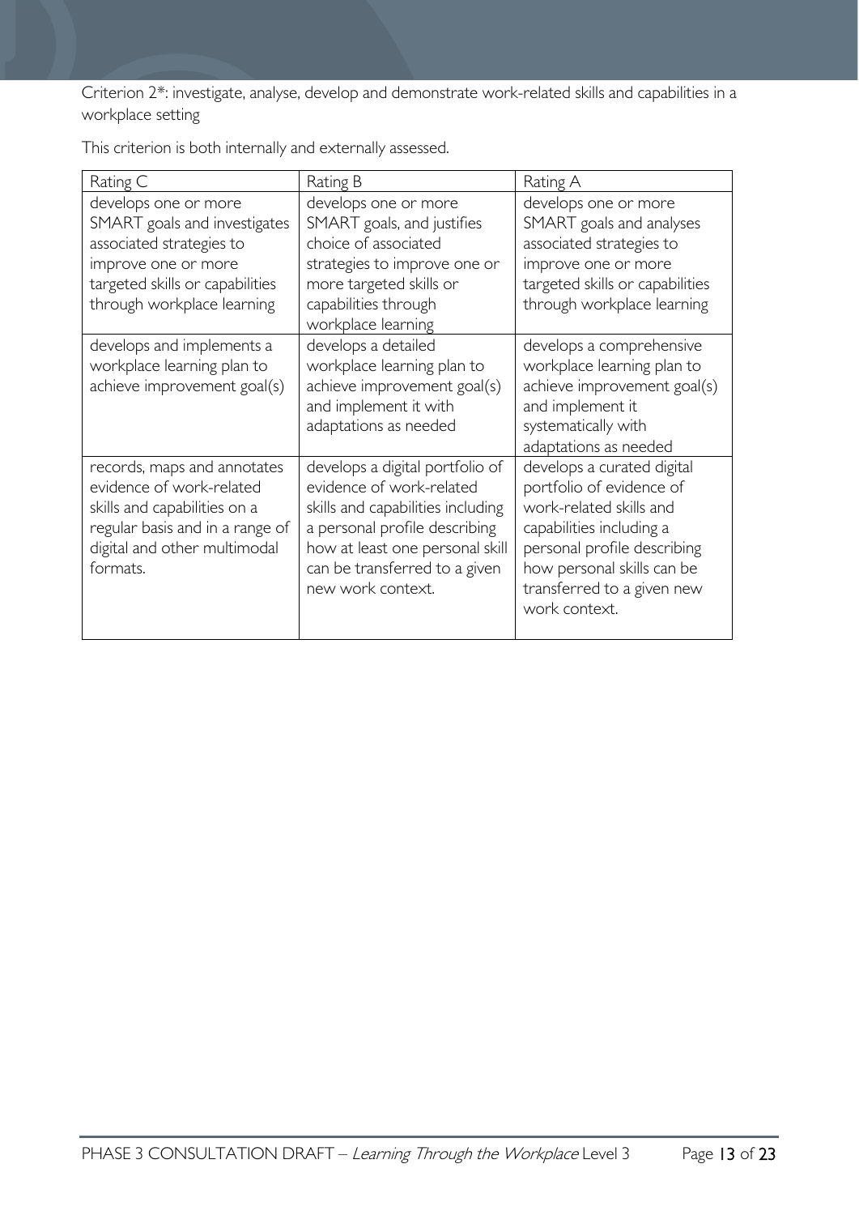Criterion 2*: investigate, analyse, develop and demonstrate work-related skills and capabilities in a workplace setting

This criterion is both internally and externally assessed.

| Rating C | Rating B | Rating A |
| --- | --- | --- |
| develops one or more SMART goals and investigates associated strategies to improve one or more targeted skills or capabilities through workplace learning | develops one or more SMART goals, and justifies choice of associated strategies to improve one or more targeted skills or capabilities through workplace learning | develops one or more SMART goals and analyses associated strategies to improve one or more targeted skills or capabilities through workplace learning |
| develops and implements a workplace learning plan to achieve improvement goal(s) | develops a detailed workplace learning plan to achieve improvement goal(s) and implement it with adaptations as needed | develops a comprehensive workplace learning plan to achieve improvement goal(s) and implement it systematically with adaptations as needed |
| records, maps and annotates evidence of work-related skills and capabilities on a regular basis and in a range of digital and other multimodal formats. | develops a digital portfolio of evidence of work-related skills and capabilities including a personal profile describing how at least one personal skill can be transferred to a given new work context. | develops a curated digital portfolio of evidence of work-related skills and capabilities including a personal profile describing how personal skills can be transferred to a given new work context. |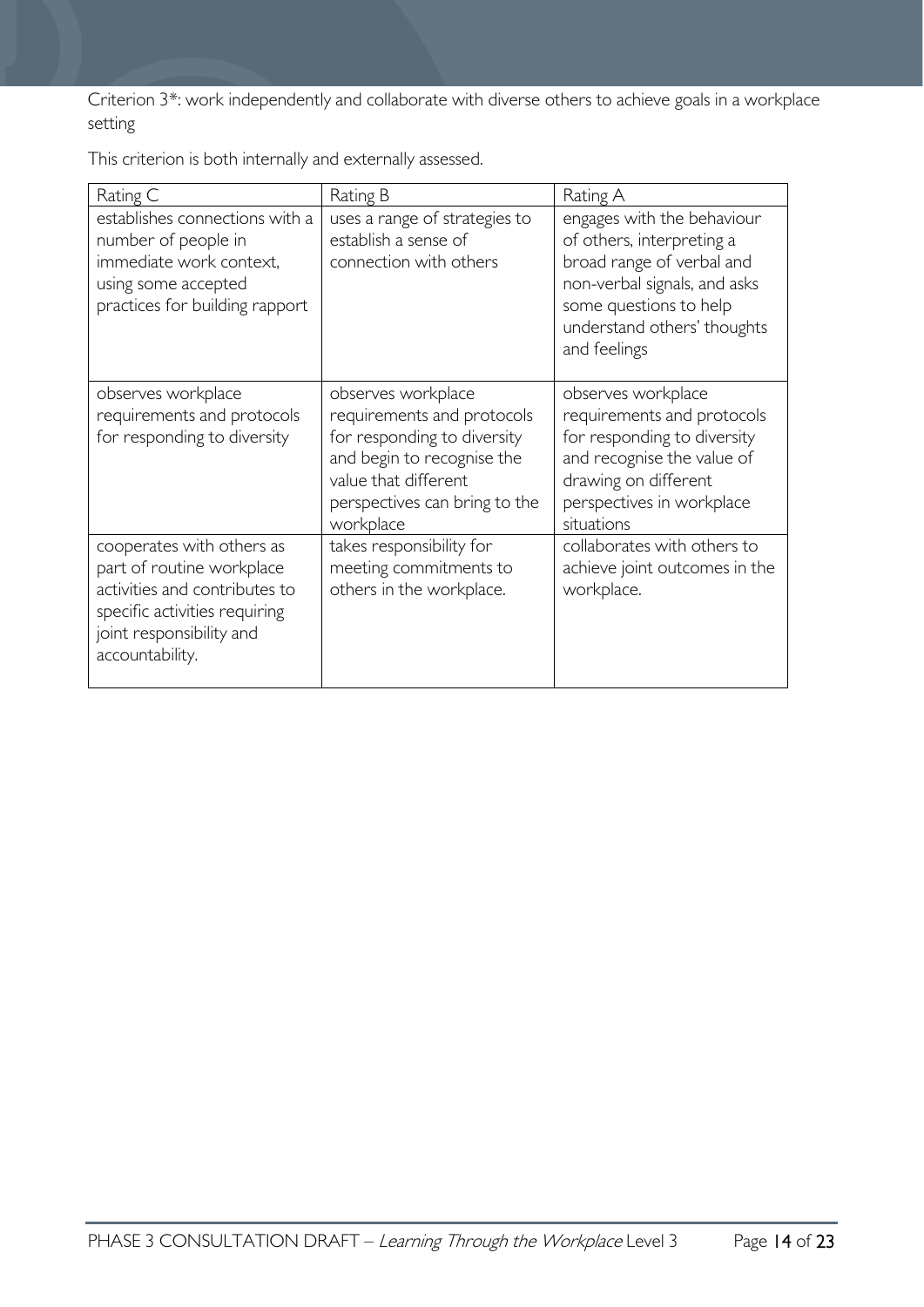Criterion 3*: work independently and collaborate with diverse others to achieve goals in a workplace setting

This criterion is both internally and externally assessed.

| Rating C | Rating B | Rating A |
| --- | --- | --- |
| establishes connections with a number of people in immediate work context, using some accepted practices for building rapport | uses a range of strategies to establish a sense of connection with others | engages with the behaviour of others, interpreting a broad range of verbal and non-verbal signals, and asks some questions to help understand others' thoughts and feelings |
| observes workplace requirements and protocols for responding to diversity | observes workplace requirements and protocols for responding to diversity and begin to recognise the value that different perspectives can bring to the workplace | observes workplace requirements and protocols for responding to diversity and recognise the value of drawing on different perspectives in workplace situations |
| cooperates with others as part of routine workplace activities and contributes to specific activities requiring joint responsibility and accountability. | takes responsibility for meeting commitments to others in the workplace. | collaborates with others to achieve joint outcomes in the workplace. |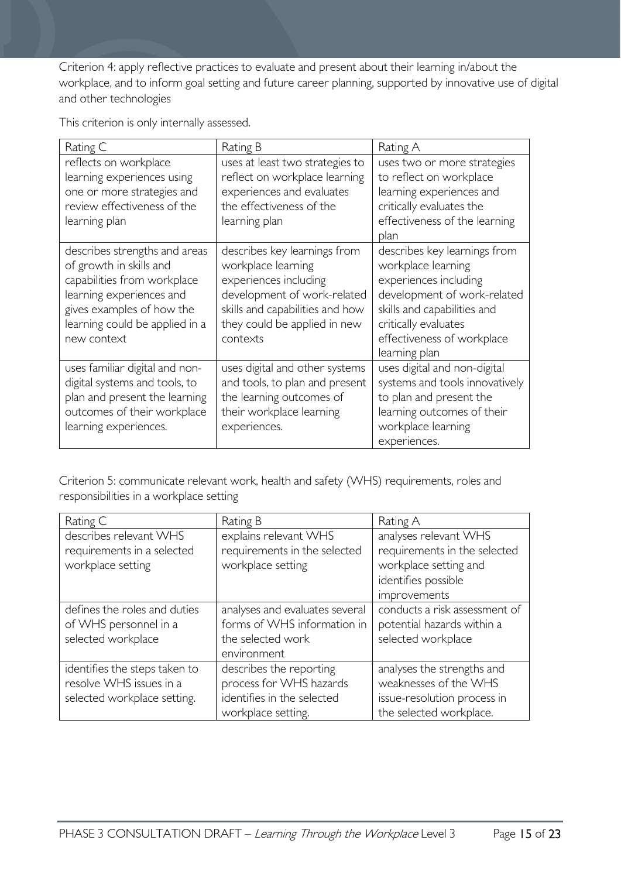Criterion 4: apply reflective practices to evaluate and present about their learning in/about the workplace, and to inform goal setting and future career planning, supported by innovative use of digital and other technologies

This criterion is only internally assessed.

| Rating C | Rating B | Rating A |
|---|---|---|
| reflects on workplace learning experiences using one or more strategies and review effectiveness of the learning plan | uses at least two strategies to reflect on workplace learning experiences and evaluates the effectiveness of the learning plan | uses two or more strategies to reflect on workplace learning experiences and critically evaluates the effectiveness of the learning plan |
| describes strengths and areas of growth in skills and capabilities from workplace learning experiences and gives examples of how the learning could be applied in a new context | describes key learnings from workplace learning experiences including development of work-related skills and capabilities and how they could be applied in new contexts | describes key learnings from workplace learning experiences including development of work-related skills and capabilities and critically evaluates effectiveness of workplace learning plan |
| uses familiar digital and non-digital systems and tools, to plan and present the learning outcomes of their workplace learning experiences. | uses digital and other systems and tools, to plan and present the learning outcomes of their workplace learning experiences. | uses digital and non-digital systems and tools innovatively to plan and present the learning outcomes of their workplace learning experiences. |

Criterion 5: communicate relevant work, health and safety (WHS) requirements, roles and responsibilities in a workplace setting

| Rating C | Rating B | Rating A |
|---|---|---|
| describes relevant WHS requirements in a selected workplace setting | explains relevant WHS requirements in the selected workplace setting | analyses relevant WHS requirements in the selected workplace setting and identifies possible improvements |
| defines the roles and duties of WHS personnel in a selected workplace | analyses and evaluates several forms of WHS information in the selected work environment | conducts a risk assessment of potential hazards within a selected workplace |
| identifies the steps taken to resolve WHS issues in a selected workplace setting. | describes the reporting process for WHS hazards identifies in the selected workplace setting. | analyses the strengths and weaknesses of the WHS issue-resolution process in the selected workplace. |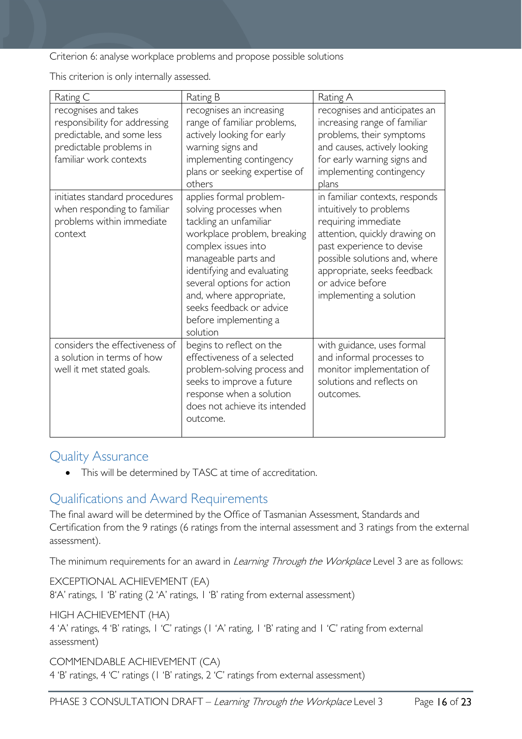Criterion 6: analyse workplace problems and propose possible solutions

This criterion is only internally assessed.

| Rating C | Rating B | Rating A |
|---|---|---|
| recognises and takes responsibility for addressing predictable, and some less predictable problems in familiar work contexts | recognises an increasing range of familiar problems, actively looking for early warning signs and implementing contingency plans or seeking expertise of others | recognises and anticipates an increasing range of familiar problems, their symptoms and causes, actively looking for early warning signs and implementing contingency plans |
| initiates standard procedures when responding to familiar problems within immediate context | applies formal problem-solving processes when tackling an unfamiliar workplace problem, breaking complex issues into manageable parts and identifying and evaluating several options for action and, where appropriate, seeks feedback or advice before implementing a solution | in familiar contexts, responds intuitively to problems requiring immediate attention, quickly drawing on past experience to devise possible solutions and, where appropriate, seeks feedback or advice before implementing a solution |
| considers the effectiveness of a solution in terms of how well it met stated goals. | begins to reflect on the effectiveness of a selected problem-solving process and seeks to improve a future response when a solution does not achieve its intended outcome. | with guidance, uses formal and informal processes to monitor implementation of solutions and reflects on outcomes. |

## Quality Assurance

- This will be determined by TASC at time of accreditation.

## Qualifications and Award Requirements

The final award will be determined by the Office of Tasmanian Assessment, Standards and Certification from the 9 ratings (6 ratings from the internal assessment and 3 ratings from the external assessment).

The minimum requirements for an award in *Learning Through the Workplace* Level 3 are as follows:

EXCEPTIONAL ACHIEVEMENT (EA)
8'A' ratings, 1 'B' rating (2 'A' ratings, 1 'B' rating from external assessment)

HIGH ACHIEVEMENT (HA)
4 'A' ratings, 4 'B' ratings, 1 'C' ratings (1 'A' rating, 1 'B' rating and 1 'C' rating from external assessment)

COMMENDABLE ACHIEVEMENT (CA)
4 'B' ratings, 4 'C' ratings (1 'B' ratings, 2 'C' ratings from external assessment)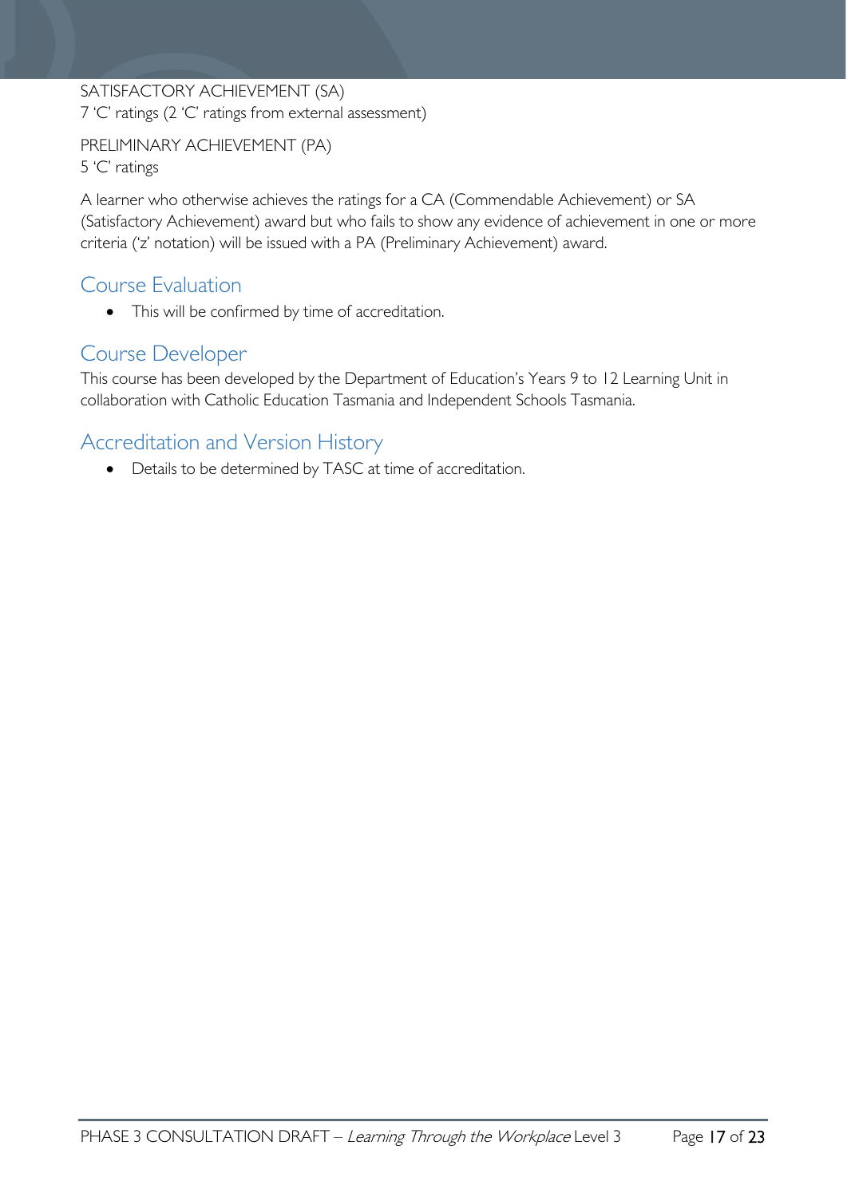SATISFACTORY ACHIEVEMENT (SA)
7 'C' ratings (2 'C' ratings from external assessment)

PRELIMINARY ACHIEVEMENT (PA)
5 'C' ratings

A learner who otherwise achieves the ratings for a CA (Commendable Achievement) or SA (Satisfactory Achievement) award but who fails to show any evidence of achievement in one or more criteria ('z' notation) will be issued with a PA (Preliminary Achievement) award.

## Course Evaluation

- This will be confirmed by time of accreditation.

## Course Developer

This course has been developed by the Department of Education's Years 9 to 12 Learning Unit in collaboration with Catholic Education Tasmania and Independent Schools Tasmania.

## Accreditation and Version History

- Details to be determined by TASC at time of accreditation.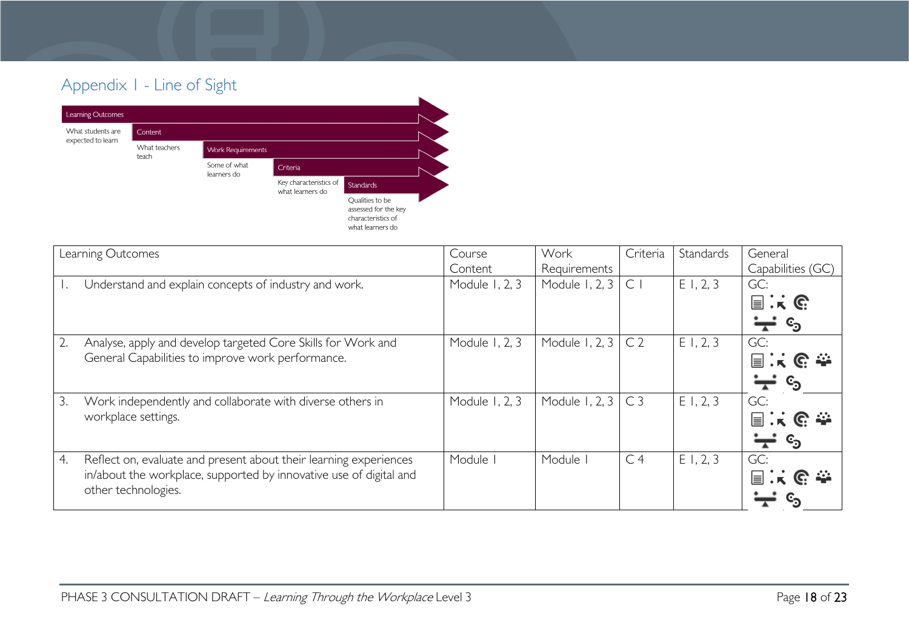## Appendix 1 - Line of Sight

Learning Outcomes — What students are expected to learn

Content — What teachers teach

Work Requirements — Some of what learners do

Criteria — Key characteristics of what learners do

Standards — Qualities to be assessed for the key characteristics of what learners do

| Learning Outcomes | Course Content | Work Requirements | Criteria | Standards | General Capabilities (GC) |
|---|---|---|---|---|---|
| 1. Understand and explain concepts of industry and work. | Module 1, 2, 3 | Module 1, 2, 3 | C 1 | E 1, 2, 3 | GC: |
| 2. Analyse, apply and develop targeted Core Skills for Work and General Capabilities to improve work performance. | Module 1, 2, 3 | Module 1, 2, 3 | C 2 | E 1, 2, 3 | GC: |
| 3. Work independently and collaborate with diverse others in workplace settings. | Module 1, 2, 3 | Module 1, 2, 3 | C 3 | E 1, 2, 3 | GC: |
| 4. Reflect on, evaluate and present about their learning experiences in/about the workplace, supported by innovative use of digital and other technologies. | Module 1 | Module 1 | C 4 | E 1, 2, 3 | GC: |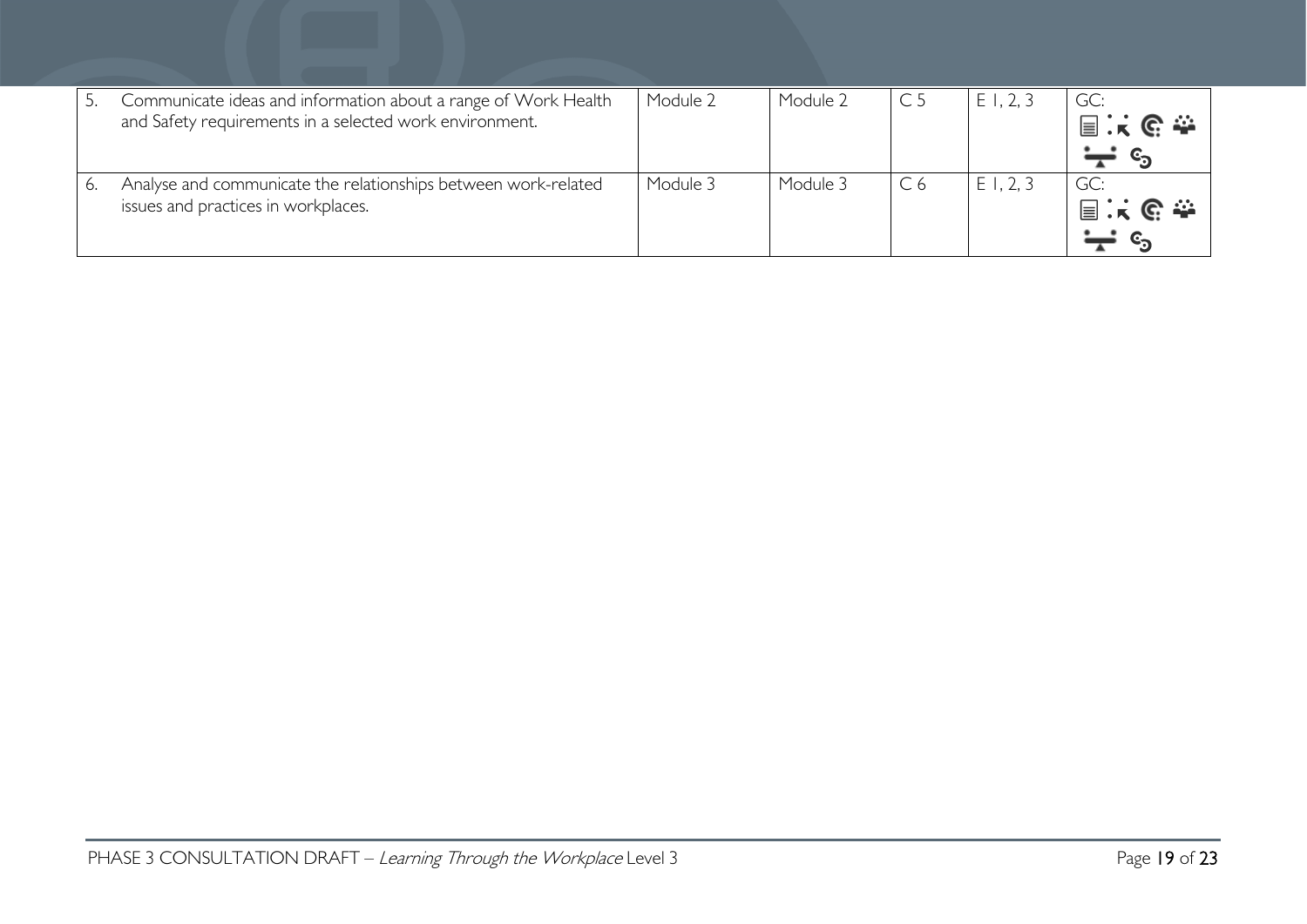| | | | | | |
|---|---|---|---|---|---|
| 5. Communicate ideas and information about a range of Work Health and Safety requirements in a selected work environment. | Module 2 | Module 2 | C 5 | E 1, 2, 3 | GC: |
| 6. Analyse and communicate the relationships between work-related issues and practices in workplaces. | Module 3 | Module 3 | C 6 | E 1, 2, 3 | GC: |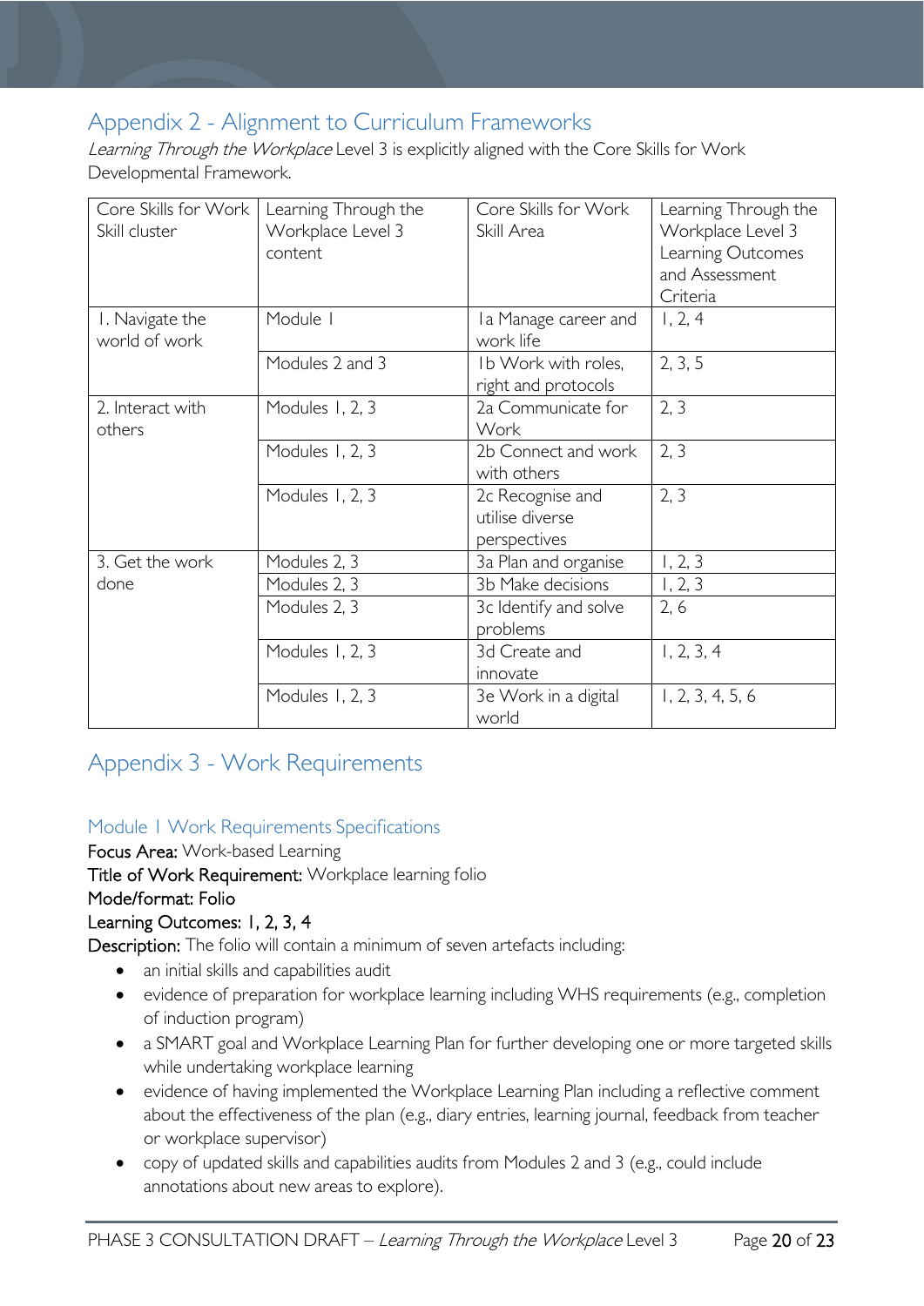## Appendix 2 - Alignment to Curriculum Frameworks

*Learning Through the Workplace* Level 3 is explicitly aligned with the Core Skills for Work Developmental Framework.

| Core Skills for Work Skill cluster | Learning Through the Workplace Level 3 content | Core Skills for Work Skill Area | Learning Through the Workplace Level 3 Learning Outcomes and Assessment Criteria |
|---|---|---|---|
| 1. Navigate the world of work | Module 1 | 1a Manage career and work life | 1, 2, 4 |
| | Modules 2 and 3 | 1b Work with roles, right and protocols | 2, 3, 5 |
| 2. Interact with others | Modules 1, 2, 3 | 2a Communicate for Work | 2, 3 |
| | Modules 1, 2, 3 | 2b Connect and work with others | 2, 3 |
| | Modules 1, 2, 3 | 2c Recognise and utilise diverse perspectives | 2, 3 |
| 3. Get the work done | Modules 2, 3 | 3a Plan and organise | 1, 2, 3 |
| | Modules 2, 3 | 3b Make decisions | 1, 2, 3 |
| | Modules 2, 3 | 3c Identify and solve problems | 2, 6 |
| | Modules 1, 2, 3 | 3d Create and innovate | 1, 2, 3, 4 |
| | Modules 1, 2, 3 | 3e Work in a digital world | 1, 2, 3, 4, 5, 6 |

## Appendix 3 - Work Requirements

### Module 1 Work Requirements Specifications

**Focus Area:** Work-based Learning

**Title of Work Requirement:** Workplace learning folio

**Mode/format:** Folio

**Learning Outcomes:** 1, 2, 3, 4

**Description:** The folio will contain a minimum of seven artefacts including:

- an initial skills and capabilities audit
- evidence of preparation for workplace learning including WHS requirements (e.g., completion of induction program)
- a SMART goal and Workplace Learning Plan for further developing one or more targeted skills while undertaking workplace learning
- evidence of having implemented the Workplace Learning Plan including a reflective comment about the effectiveness of the plan (e.g., diary entries, learning journal, feedback from teacher or workplace supervisor)
- copy of updated skills and capabilities audits from Modules 2 and 3 (e.g., could include annotations about new areas to explore).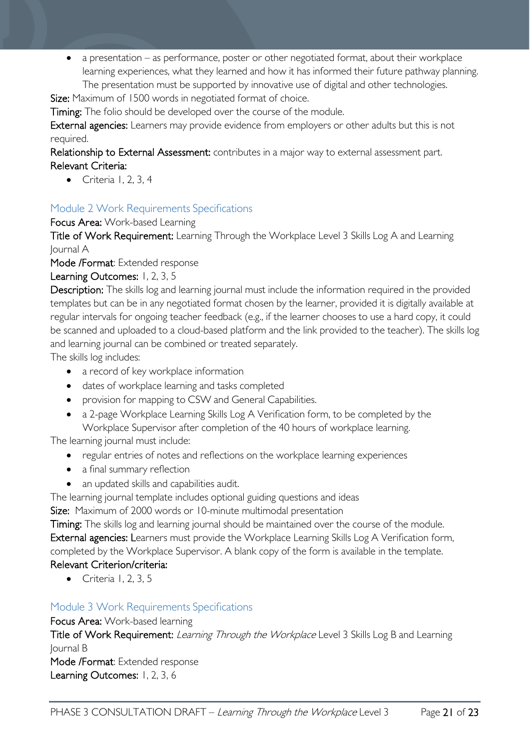- a presentation – as performance, poster or other negotiated format, about their workplace learning experiences, what they learned and how it has informed their future pathway planning. The presentation must be supported by innovative use of digital and other technologies.

**Size:** Maximum of 1500 words in negotiated format of choice.

**Timing:** The folio should be developed over the course of the module.

**External agencies:** Learners may provide evidence from employers or other adults but this is not required.

**Relationship to External Assessment:** contributes in a major way to external assessment part.

**Relevant Criteria:**

- Criteria 1, 2, 3, 4

## Module 2 Work Requirements Specifications

**Focus Area:** Work-based Learning

**Title of Work Requirement:** Learning Through the Workplace Level 3 Skills Log A and Learning Journal A

**Mode /Format**: Extended response

**Learning Outcomes:** 1, 2, 3, 5

**Description:** The skills log and learning journal must include the information required in the provided templates but can be in any negotiated format chosen by the learner, provided it is digitally available at regular intervals for ongoing teacher feedback (e.g., if the learner chooses to use a hard copy, it could be scanned and uploaded to a cloud-based platform and the link provided to the teacher). The skills log and learning journal can be combined or treated separately.

The skills log includes:

- a record of key workplace information
- dates of workplace learning and tasks completed
- provision for mapping to CSW and General Capabilities.
- a 2-page Workplace Learning Skills Log A Verification form, to be completed by the Workplace Supervisor after completion of the 40 hours of workplace learning.

The learning journal must include:

- regular entries of notes and reflections on the workplace learning experiences
- a final summary reflection
- an updated skills and capabilities audit.

The learning journal template includes optional guiding questions and ideas

**Size:** Maximum of 2000 words or 10-minute multimodal presentation

**Timing:** The skills log and learning journal should be maintained over the course of the module.

**External agencies:** Learners must provide the Workplace Learning Skills Log A Verification form, completed by the Workplace Supervisor. A blank copy of the form is available in the template.

**Relevant Criterion/criteria:**

- Criteria 1, 2, 3, 5

## Module 3 Work Requirements Specifications

**Focus Area:** Work-based learning

**Title of Work Requirement:** *Learning Through the Workplace* Level 3 Skills Log B and Learning Journal B

**Mode /Format**: Extended response

**Learning Outcomes:** 1, 2, 3, 6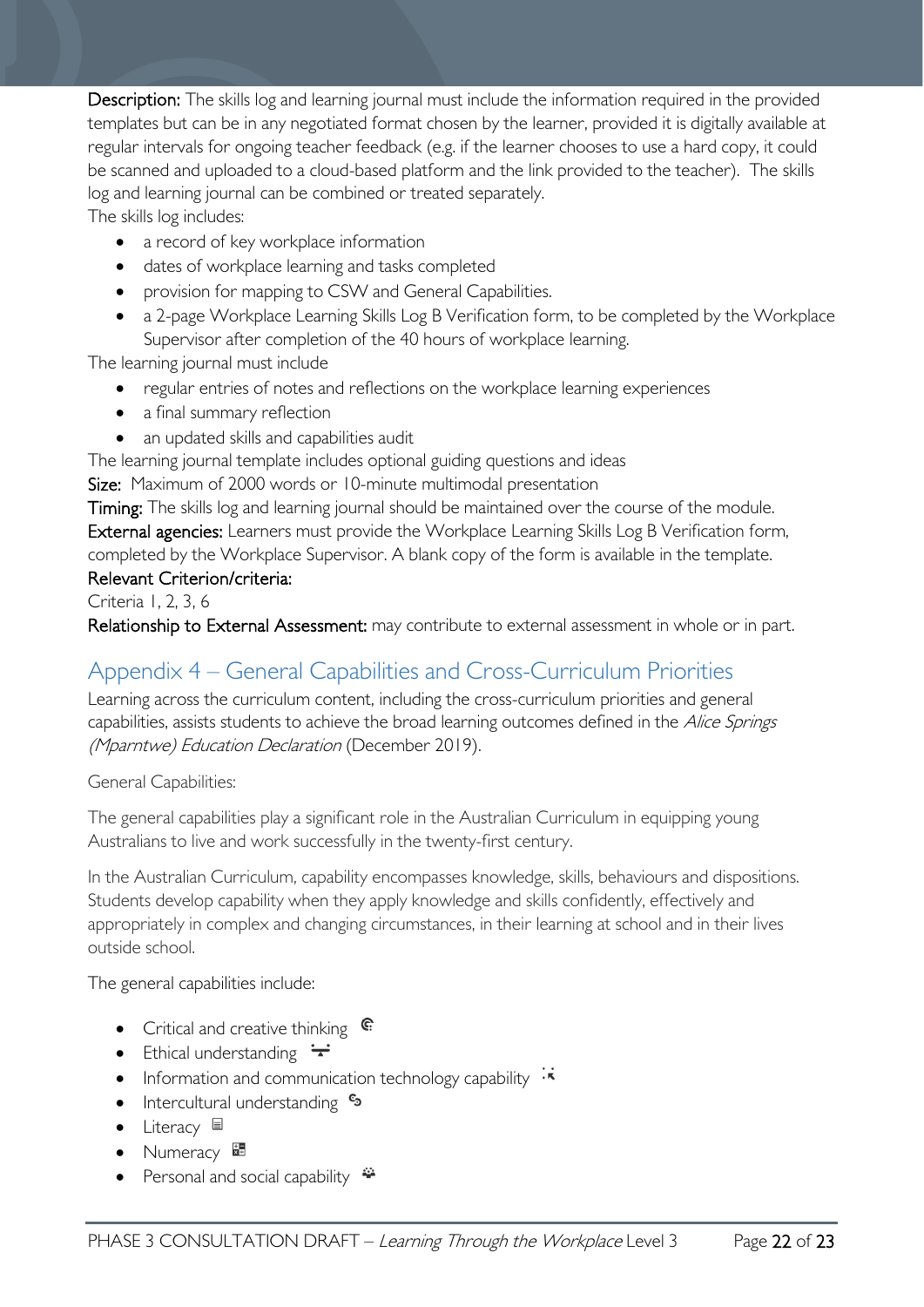**Description:** The skills log and learning journal must include the information required in the provided templates but can be in any negotiated format chosen by the learner, provided it is digitally available at regular intervals for ongoing teacher feedback (e.g. if the learner chooses to use a hard copy, it could be scanned and uploaded to a cloud-based platform and the link provided to the teacher). The skills log and learning journal can be combined or treated separately.

The skills log includes:

- a record of key workplace information
- dates of workplace learning and tasks completed
- provision for mapping to CSW and General Capabilities.
- a 2-page Workplace Learning Skills Log B Verification form, to be completed by the Workplace Supervisor after completion of the 40 hours of workplace learning.

The learning journal must include

- regular entries of notes and reflections on the workplace learning experiences
- a final summary reflection
- an updated skills and capabilities audit

The learning journal template includes optional guiding questions and ideas

**Size:** Maximum of 2000 words or 10-minute multimodal presentation

**Timing:** The skills log and learning journal should be maintained over the course of the module.

**External agencies:** Learners must provide the Workplace Learning Skills Log B Verification form, completed by the Workplace Supervisor. A blank copy of the form is available in the template.

**Relevant Criterion/criteria:**

Criteria 1, 2, 3, 6

**Relationship to External Assessment:** may contribute to external assessment in whole or in part.

## Appendix 4 – General Capabilities and Cross-Curriculum Priorities

Learning across the curriculum content, including the cross-curriculum priorities and general capabilities, assists students to achieve the broad learning outcomes defined in the *Alice Springs (Mparntwe) Education Declaration* (December 2019).

General Capabilities:

The general capabilities play a significant role in the Australian Curriculum in equipping young Australians to live and work successfully in the twenty-first century.

In the Australian Curriculum, capability encompasses knowledge, skills, behaviours and dispositions. Students develop capability when they apply knowledge and skills confidently, effectively and appropriately in complex and changing circumstances, in their learning at school and in their lives outside school.

The general capabilities include:

- Critical and creative thinking
- Ethical understanding
- Information and communication technology capability
- Intercultural understanding
- Literacy
- Numeracy
- Personal and social capability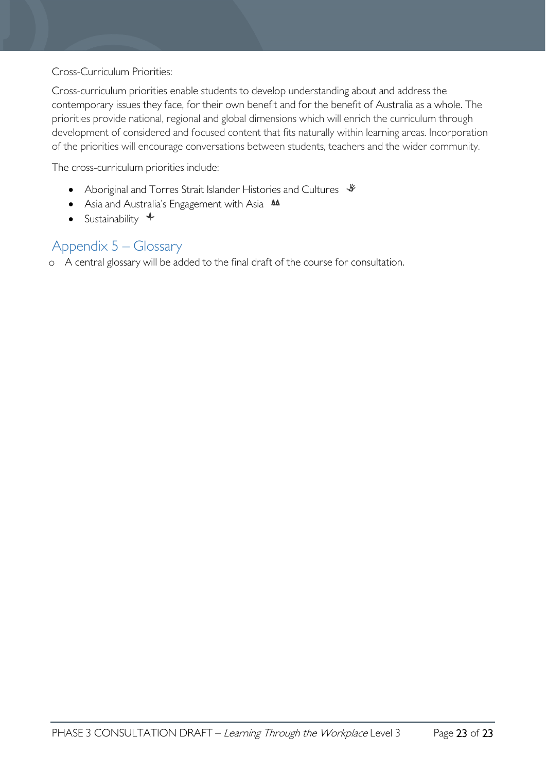Cross-Curriculum Priorities:

Cross-curriculum priorities enable students to develop understanding about and address the contemporary issues they face, for their own benefit and for the benefit of Australia as a whole. The priorities provide national, regional and global dimensions which will enrich the curriculum through development of considered and focused content that fits naturally within learning areas. Incorporation of the priorities will encourage conversations between students, teachers and the wider community.

The cross-curriculum priorities include:

- Aboriginal and Torres Strait Islander Histories and Cultures
- Asia and Australia's Engagement with Asia
- Sustainability

## Appendix 5 – Glossary

- A central glossary will be added to the final draft of the course for consultation.